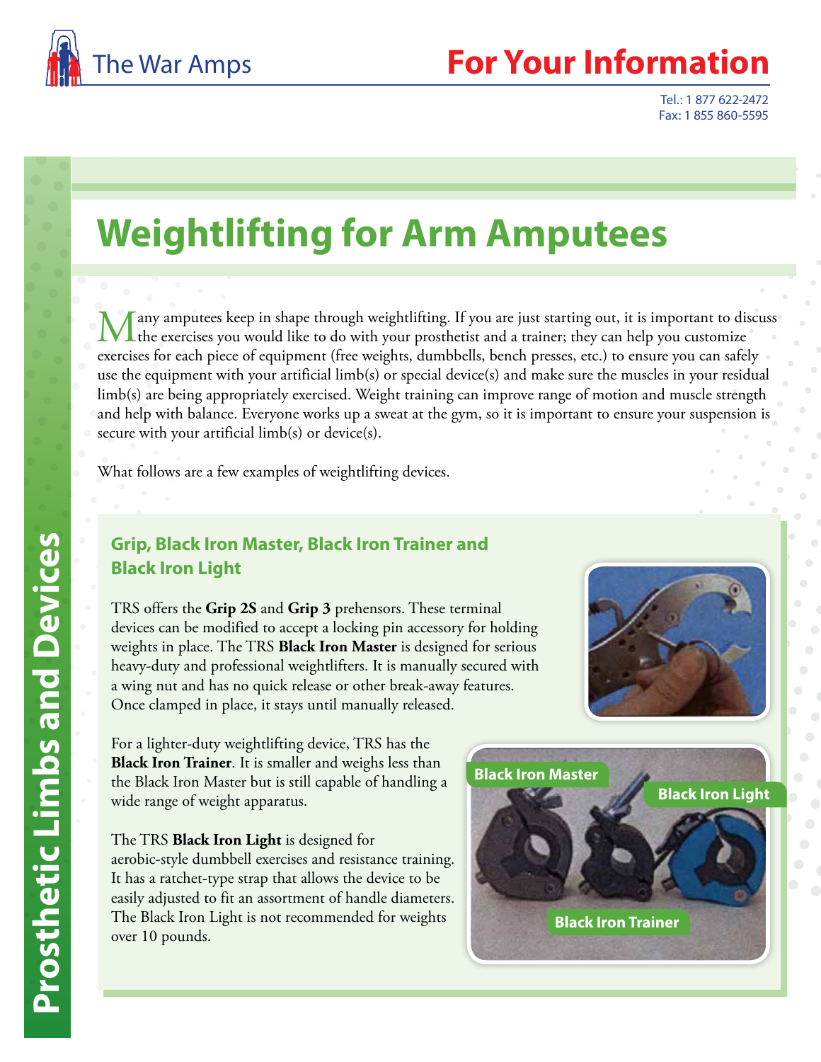The War Amps

# For Your Information

Tel.: 1 877 622-2472
Fax: 1 855 860-5595

Prosthetic Limbs and Devices

# Weightlifting for Arm Amputees

Many amputees keep in shape through weightlifting. If you are just starting out, it is important to discuss the exercises you would like to do with your prosthetist and a trainer; they can help you customize exercises for each piece of equipment (free weights, dumbbells, bench presses, etc.) to ensure you can safely use the equipment with your artificial limb(s) or special device(s) and make sure the muscles in your residual limb(s) are being appropriately exercised. Weight training can improve range of motion and muscle strength and help with balance. Everyone works up a sweat at the gym, so it is important to ensure your suspension is secure with your artificial limb(s) or device(s).

What follows are a few examples of weightlifting devices.

## Grip, Black Iron Master, Black Iron Trainer and Black Iron Light

TRS offers the **Grip 2S** and **Grip 3** prehensors. These terminal devices can be modified to accept a locking pin accessory for holding weights in place. The TRS **Black Iron Master** is designed for serious heavy-duty and professional weightlifters. It is manually secured with a wing nut and has no quick release or other break-away features. Once clamped in place, it stays until manually released.

For a lighter-duty weightlifting device, TRS has the **Black Iron Trainer**. It is smaller and weighs less than the Black Iron Master but is still capable of handling a wide range of weight apparatus.

The TRS **Black Iron Light** is designed for aerobic-style dumbbell exercises and resistance training. It has a ratchet-type strap that allows the device to be easily adjusted to fit an assortment of handle diameters. The Black Iron Light is not recommended for weights over 10 pounds.

Black Iron Master

Black Iron Light

Black Iron Trainer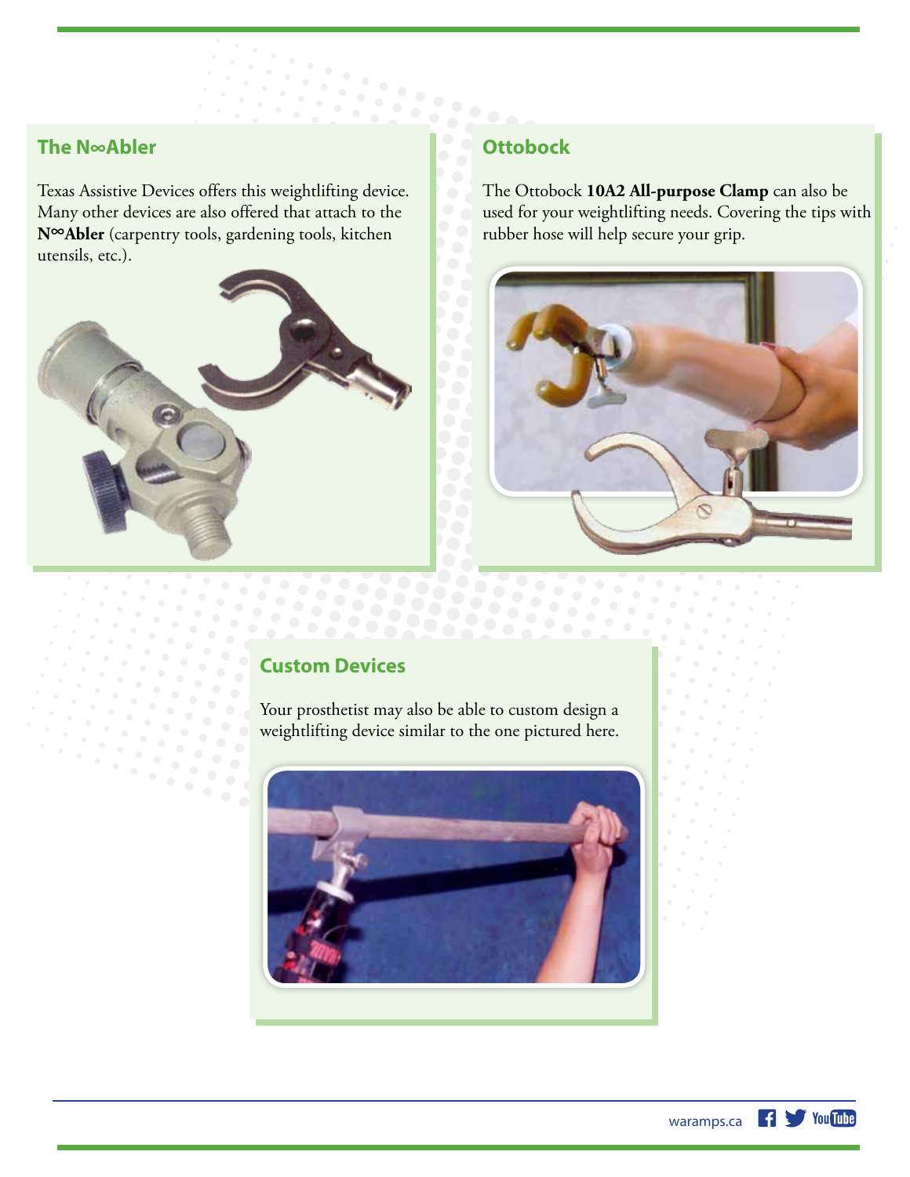## The N∞Abler

Texas Assistive Devices offers this weightlifting device. Many other devices are also offered that attach to the **N∞Abler** (carpentry tools, gardening tools, kitchen utensils, etc.).

## Ottobock

The Ottobock **10A2 All-purpose Clamp** can also be used for your weightlifting needs. Covering the tips with rubber hose will help secure your grip.

## Custom Devices

Your prosthetist may also be able to custom design a weightlifting device similar to the one pictured here.